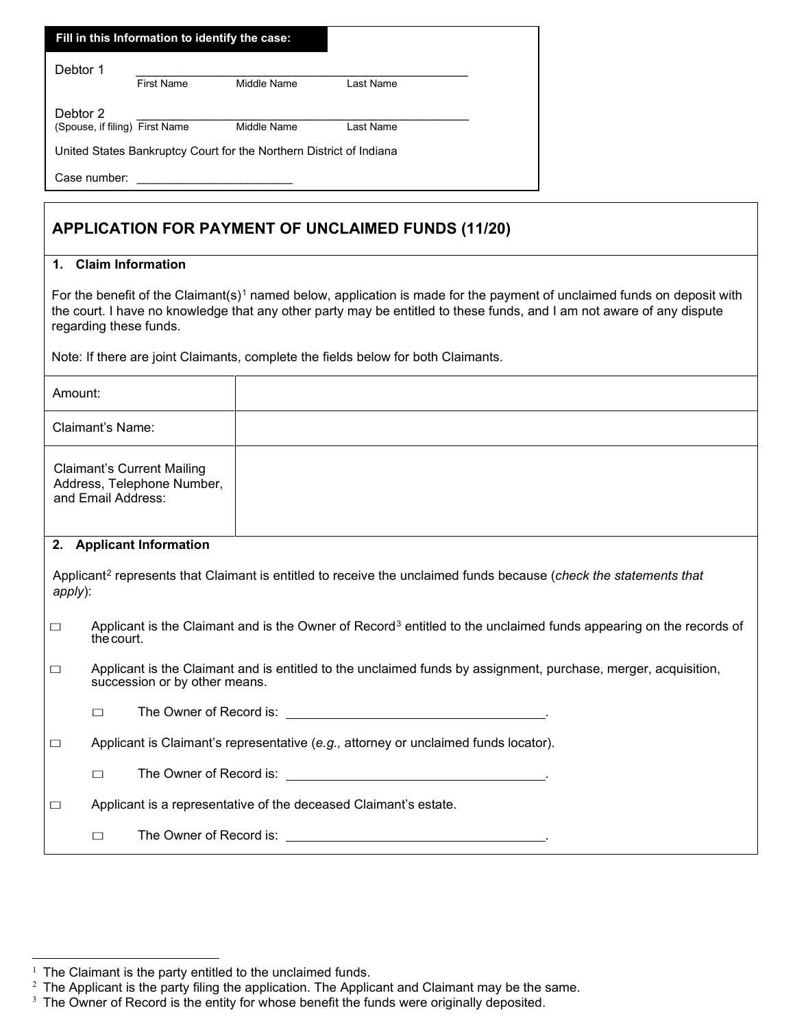**Fill in this Information to identify the case:**

Debtor 1 ______________________________________________
First Name Middle Name Last Name

Debtor 2 ______________________________________________
(Spouse, if filing) First Name Middle Name Last Name

United States Bankruptcy Court for the Northern District of Indiana

Case number: ________________________

## APPLICATION FOR PAYMENT OF UNCLAIMED FUNDS (11/20)

### 1. Claim Information

For the benefit of the Claimant(s)[1] named below, application is made for the payment of unclaimed funds on deposit with the court. I have no knowledge that any other party may be entitled to these funds, and I am not aware of any dispute regarding these funds.

Note: If there are joint Claimants, complete the fields below for both Claimants.

| | |
|---|---|
| Amount: | |
| Claimant's Name: | |
| Claimant's Current Mailing Address, Telephone Number, and Email Address: | |

### 2. Applicant Information

Applicant[2] represents that Claimant is entitled to receive the unclaimed funds because (*check the statements that apply*):

☐ Applicant is the Claimant and is the Owner of Record[3] entitled to the unclaimed funds appearing on the records of the court.

☐ Applicant is the Claimant and is entitled to the unclaimed funds by assignment, purchase, merger, acquisition, succession or by other means.

  ☐ The Owner of Record is: ____________________________________.

☐ Applicant is Claimant's representative (*e.g.,* attorney or unclaimed funds locator).

  ☐ The Owner of Record is: ____________________________________.

☐ Applicant is a representative of the deceased Claimant's estate.

  ☐ The Owner of Record is: ____________________________________.

---

[1] The Claimant is the party entitled to the unclaimed funds.
[2] The Applicant is the party filing the application. The Applicant and Claimant may be the same.
[3] The Owner of Record is the entity for whose benefit the funds were originally deposited.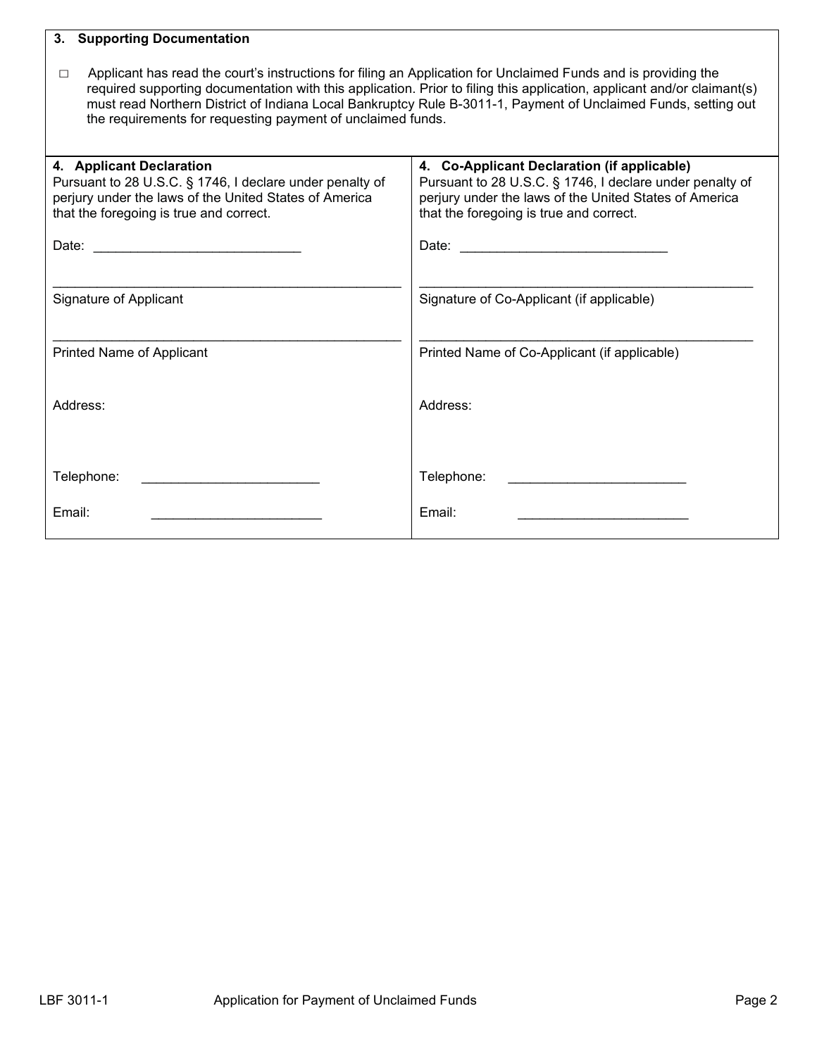### 3. Supporting Documentation

□ Applicant has read the court's instructions for filing an Application for Unclaimed Funds and is providing the required supporting documentation with this application. Prior to filing this application, applicant and/or claimant(s) must read Northern District of Indiana Local Bankruptcy Rule B-3011-1, Payment of Unclaimed Funds, setting out the requirements for requesting payment of unclaimed funds.

### 4. Applicant Declaration

Pursuant to 28 U.S.C. § 1746, I declare under penalty of perjury under the laws of the United States of America that the foregoing is true and correct.

Date: ____________________________

__________________________________________________
Signature of Applicant

__________________________________________________
Printed Name of Applicant

Address:

Telephone: ________________________

Email: _______________________

### 4. Co-Applicant Declaration (if applicable)

Pursuant to 28 U.S.C. § 1746, I declare under penalty of perjury under the laws of the United States of America that the foregoing is true and correct.

Date: ____________________________

______________________________________________
Signature of Co-Applicant (if applicable)

______________________________________________
Printed Name of Co-Applicant (if applicable)

Address:

Telephone: ________________________

Email: _______________________

LBF 3011-1 Application for Payment of Unclaimed Funds